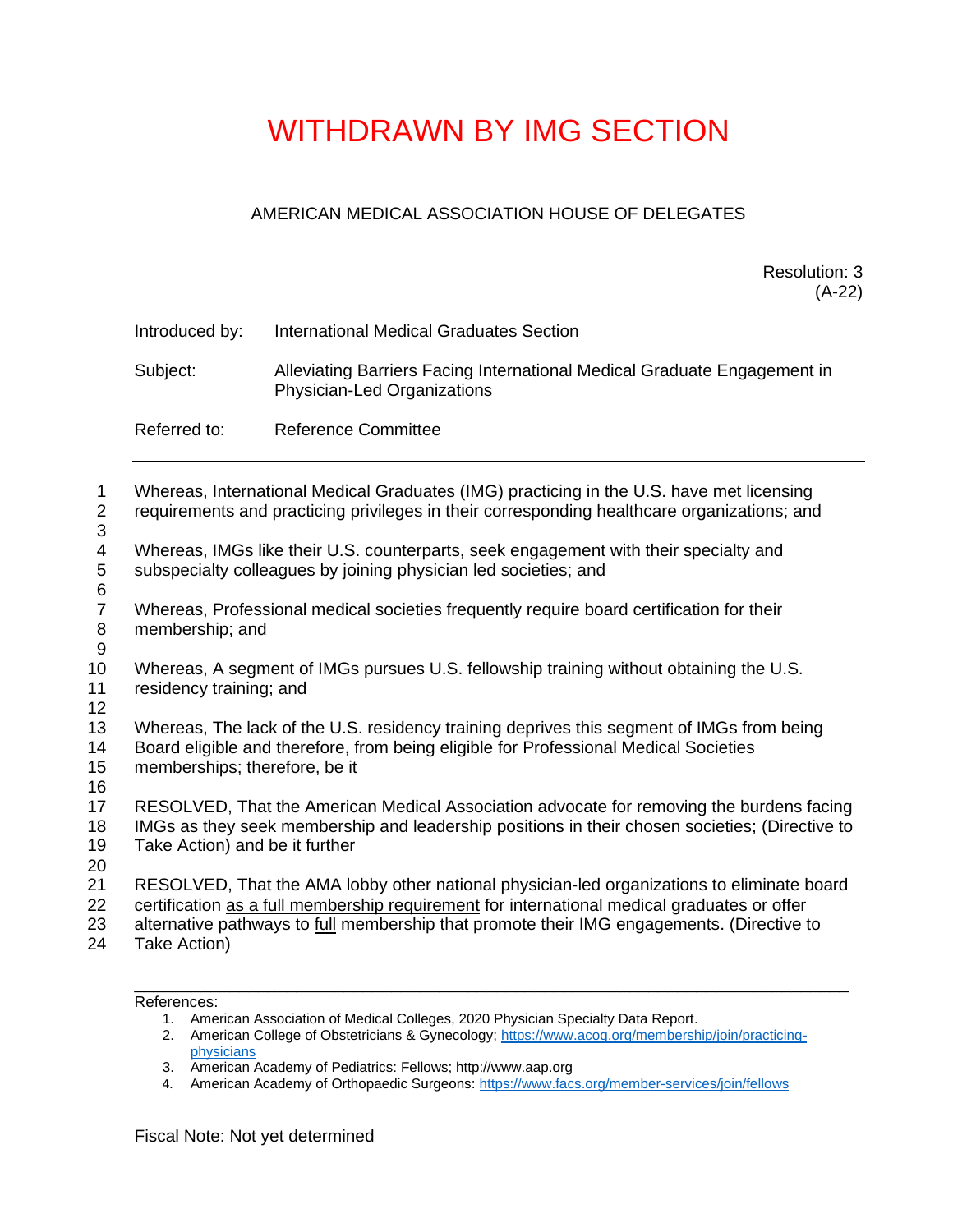# WITHDRAWN BY IMG SECTION

AMERICAN MEDICAL ASSOCIATION HOUSE OF DELEGATES

Resolution: 3
(A-22)

Introduced by: International Medical Graduates Section

Subject: Alleviating Barriers Facing International Medical Graduate Engagement in Physician-Led Organizations

Referred to: Reference Committee

---

Whereas, International Medical Graduates (IMG) practicing in the U.S. have met licensing requirements and practicing privileges in their corresponding healthcare organizations; and

Whereas, IMGs like their U.S. counterparts, seek engagement with their specialty and subspecialty colleagues by joining physician led societies; and

Whereas, Professional medical societies frequently require board certification for their membership; and

Whereas, A segment of IMGs pursues U.S. fellowship training without obtaining the U.S. residency training; and

Whereas, The lack of the U.S. residency training deprives this segment of IMGs from being Board eligible and therefore, from being eligible for Professional Medical Societies memberships; therefore, be it

RESOLVED, That the American Medical Association advocate for removing the burdens facing IMGs as they seek membership and leadership positions in their chosen societies; (Directive to Take Action) and be it further

RESOLVED, That the AMA lobby other national physician-led organizations to eliminate board certification <u>as a full membership requirement</u> for international medical graduates or offer alternative pathways to <u>full</u> membership that promote their IMG engagements. (Directive to Take Action)

---

References:

1. American Association of Medical Colleges, 2020 Physician Specialty Data Report.
2. American College of Obstetricians & Gynecology; https://www.acog.org/membership/join/practicing-physicians
3. American Academy of Pediatrics: Fellows; http://www.aap.org
4. American Academy of Orthopaedic Surgeons: https://www.facs.org/member-services/join/fellows

Fiscal Note: Not yet determined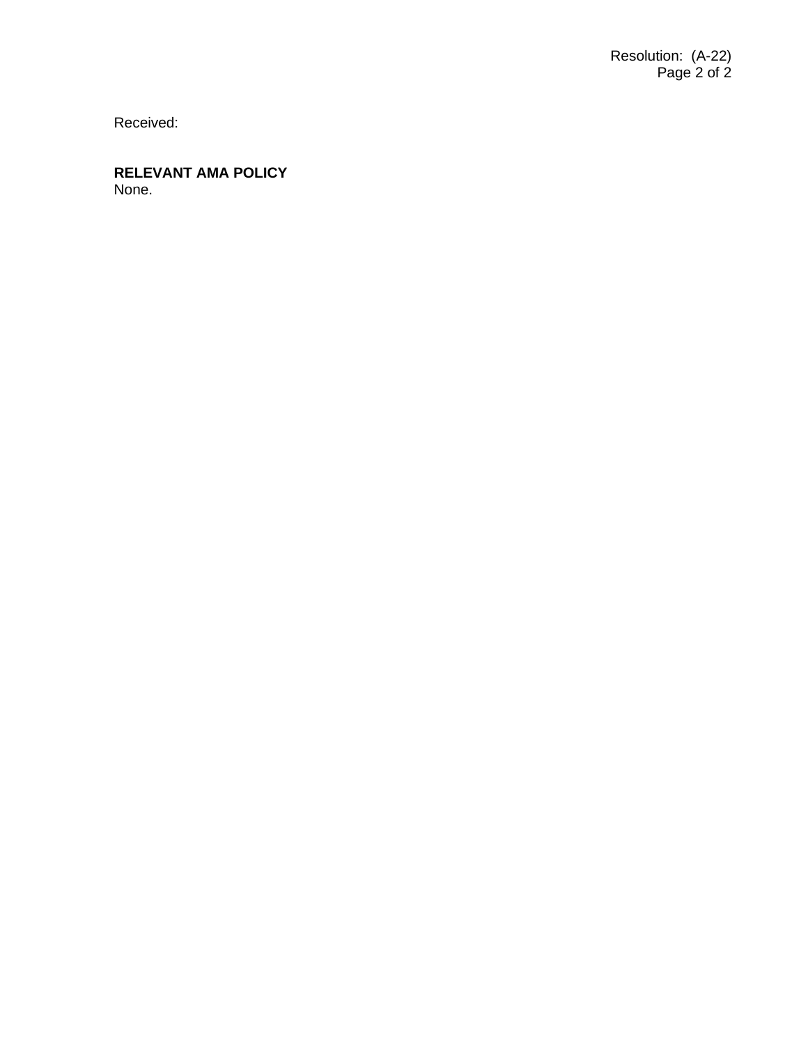Received:

**RELEVANT AMA POLICY**
None.